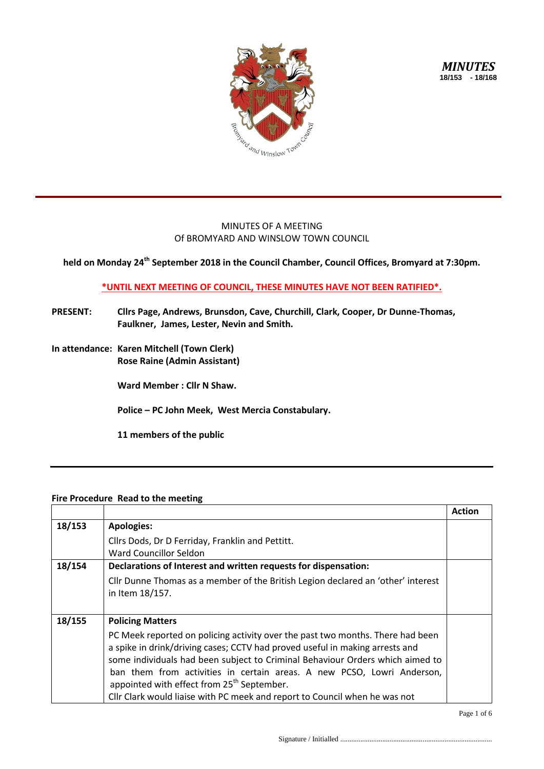*MINUTES*
**18/153 - 18/168**

MINUTES OF A MEETING
Of BROMYARD AND WINSLOW TOWN COUNCIL

**held on Monday 24th September 2018 in the Council Chamber, Council Offices, Bromyard at 7:30pm.**

**\*UNTIL NEXT MEETING OF COUNCIL, THESE MINUTES HAVE NOT BEEN RATIFIED\*.**

**PRESENT:** **Cllrs Page, Andrews, Brunsdon, Cave, Churchill, Clark, Cooper, Dr Dunne-Thomas, Faulkner, James, Lester, Nevin and Smith.**

**In attendance:** **Karen Mitchell (Town Clerk)**
**Rose Raine (Admin Assistant)**

**Ward Member : Cllr N Shaw.**

**Police – PC John Meek, West Mercia Constabulary.**

**11 members of the public**

**Fire Procedure Read to the meeting**

| | | **Action** |
|---|---|---|
| **18/153** | **Apologies:**<br>Cllrs Dods, Dr D Ferriday, Franklin and Pettitt.<br>Ward Councillor Seldon | |
| **18/154** | **Declarations of Interest and written requests for dispensation:**<br>Cllr Dunne Thomas as a member of the British Legion declared an 'other' interest in Item 18/157. | |
| **18/155** | **Policing Matters**<br>PC Meek reported on policing activity over the past two months. There had been a spike in drink/driving cases; CCTV had proved useful in making arrests and some individuals had been subject to Criminal Behaviour Orders which aimed to ban them from activities in certain areas. A new PCSO, Lowri Anderson, appointed with effect from 25th September.<br>Cllr Clark would liaise with PC meek and report to Council when he was not | |

Signature / Initialled ..................................................................................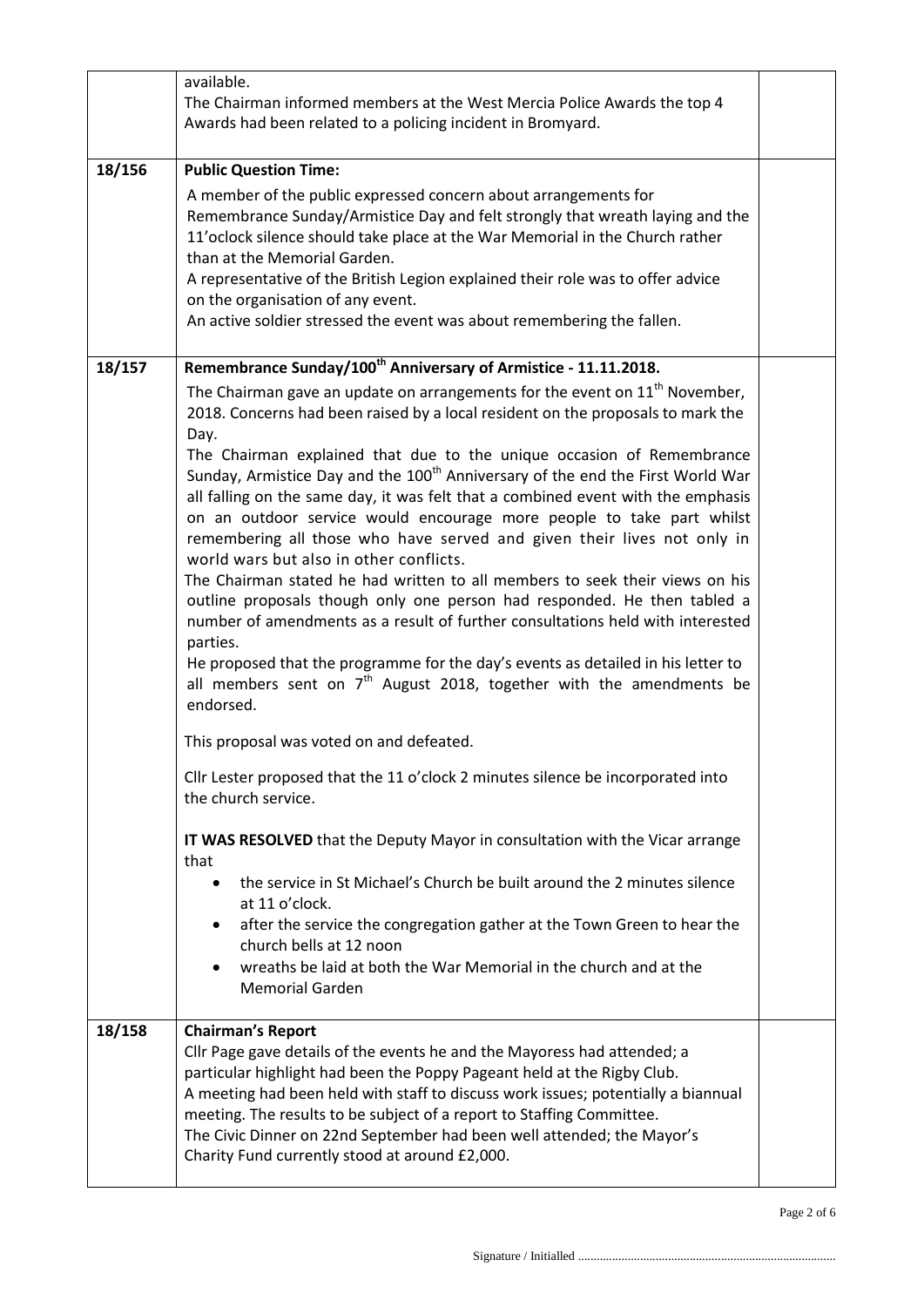| | | |
|---|---|---|
| | available.<br>The Chairman informed members at the West Mercia Police Awards the top 4 Awards had been related to a policing incident in Bromyard. | |
| 18/156 | **Public Question Time:**<br>A member of the public expressed concern about arrangements for Remembrance Sunday/Armistice Day and felt strongly that wreath laying and the 11'oclock silence should take place at the War Memorial in the Church rather than at the Memorial Garden.<br>A representative of the British Legion explained their role was to offer advice on the organisation of any event.<br>An active soldier stressed the event was about remembering the fallen. | |
| 18/157 | **Remembrance Sunday/100th Anniversary of Armistice - 11.11.2018.**<br>The Chairman gave an update on arrangements for the event on 11th November, 2018. Concerns had been raised by a local resident on the proposals to mark the Day.<br>The Chairman explained that due to the unique occasion of Remembrance Sunday, Armistice Day and the 100th Anniversary of the end the First World War all falling on the same day, it was felt that a combined event with the emphasis on an outdoor service would encourage more people to take part whilst remembering all those who have served and given their lives not only in world wars but also in other conflicts.<br>The Chairman stated he had written to all members to seek their views on his outline proposals though only one person had responded. He then tabled a number of amendments as a result of further consultations held with interested parties.<br>He proposed that the programme for the day's events as detailed in his letter to all members sent on 7th August 2018, together with the amendments be endorsed.<br><br>This proposal was voted on and defeated.<br><br>Cllr Lester proposed that the 11 o'clock 2 minutes silence be incorporated into the church service.<br><br>**IT WAS RESOLVED** that the Deputy Mayor in consultation with the Vicar arrange that<br>• the service in St Michael's Church be built around the 2 minutes silence at 11 o'clock.<br>• after the service the congregation gather at the Town Green to hear the church bells at 12 noon<br>• wreaths be laid at both the War Memorial in the church and at the Memorial Garden | |
| 18/158 | **Chairman's Report**<br>Cllr Page gave details of the events he and the Mayoress had attended; a particular highlight had been the Poppy Pageant held at the Rigby Club.<br>A meeting had been held with staff to discuss work issues; potentially a biannual meeting. The results to be subject of a report to Staffing Committee.<br>The Civic Dinner on 22nd September had been well attended; the Mayor's Charity Fund currently stood at around £2,000. | |

Signature / Initialled ...................................................................................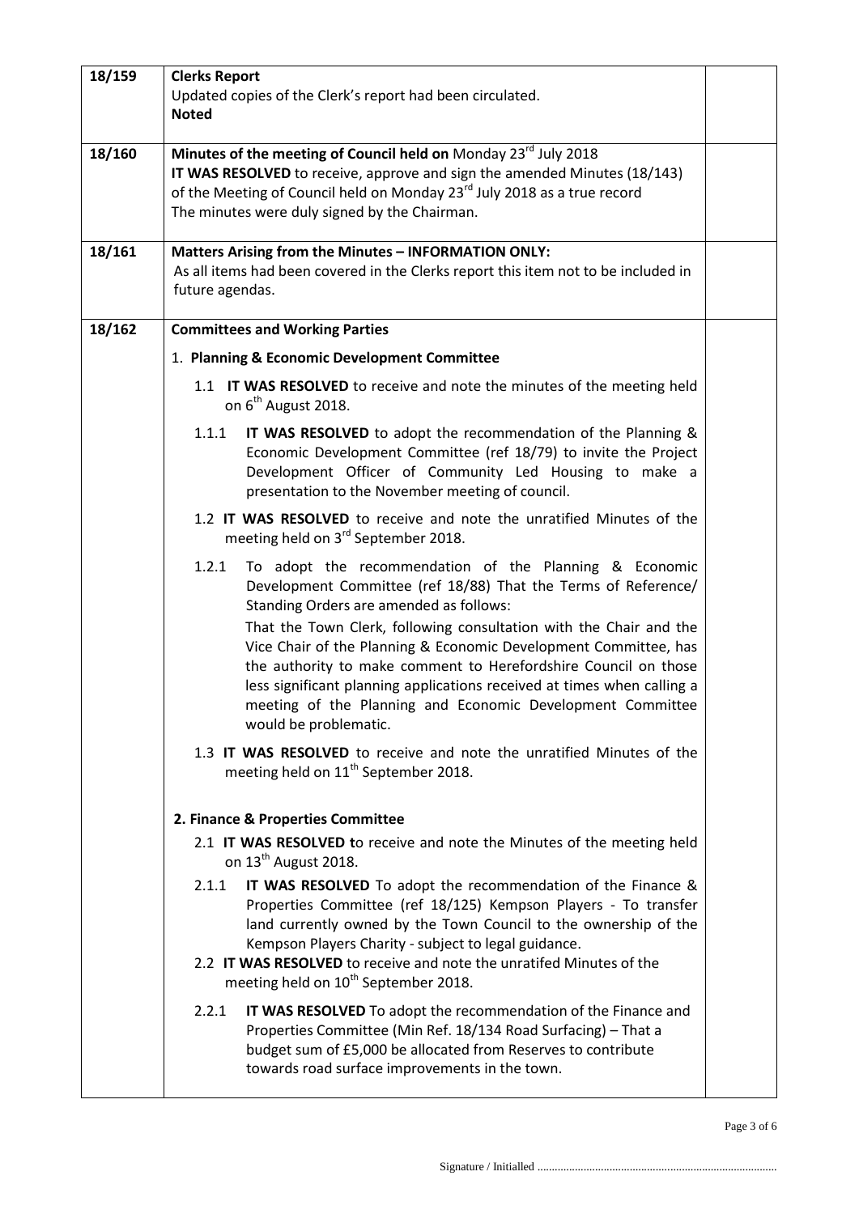| | | |
|---|---|---|
| 18/159 | **Clerks Report**<br>Updated copies of the Clerk's report had been circulated.<br>**Noted** | |
| 18/160 | **Minutes of the meeting of Council held on** Monday 23rd July 2018<br>**IT WAS RESOLVED** to receive, approve and sign the amended Minutes (18/143) of the Meeting of Council held on Monday 23rd July 2018 as a true record<br>The minutes were duly signed by the Chairman. | |
| 18/161 | **Matters Arising from the Minutes – INFORMATION ONLY:**<br>As all items had been covered in the Clerks report this item not to be included in future agendas. | |
| 18/162 | **Committees and Working Parties**<br>1. **Planning & Economic Development Committee**<br>1.1 **IT WAS RESOLVED** to receive and note the minutes of the meeting held on 6th August 2018.<br>1.1.1 **IT WAS RESOLVED** to adopt the recommendation of the Planning & Economic Development Committee (ref 18/79) to invite the Project Development Officer of Community Led Housing to make a presentation to the November meeting of council.<br>1.2 **IT WAS RESOLVED** to receive and note the unratified Minutes of the meeting held on 3rd September 2018.<br>1.2.1 To adopt the recommendation of the Planning & Economic Development Committee (ref 18/88) That the Terms of Reference/ Standing Orders are amended as follows:<br>That the Town Clerk, following consultation with the Chair and the Vice Chair of the Planning & Economic Development Committee, has the authority to make comment to Herefordshire Council on those less significant planning applications received at times when calling a meeting of the Planning and Economic Development Committee would be problematic.<br>1.3 **IT WAS RESOLVED** to receive and note the unratified Minutes of the meeting held on 11th September 2018.<br>**2. Finance & Properties Committee**<br>2.1 **IT WAS RESOLVED t**o receive and note the Minutes of the meeting held on 13th August 2018.<br>2.1.1 **IT WAS RESOLVED** To adopt the recommendation of the Finance & Properties Committee (ref 18/125) Kempson Players - To transfer land currently owned by the Town Council to the ownership of the Kempson Players Charity - subject to legal guidance.<br>2.2 **IT WAS RESOLVED** to receive and note the unratifed Minutes of the meeting held on 10th September 2018.<br>2.2.1 **IT WAS RESOLVED** To adopt the recommendation of the Finance and Properties Committee (Min Ref. 18/134 Road Surfacing) – That a budget sum of £5,000 be allocated from Reserves to contribute towards road surface improvements in the town. | |

Signature / Initialled ..................................................................................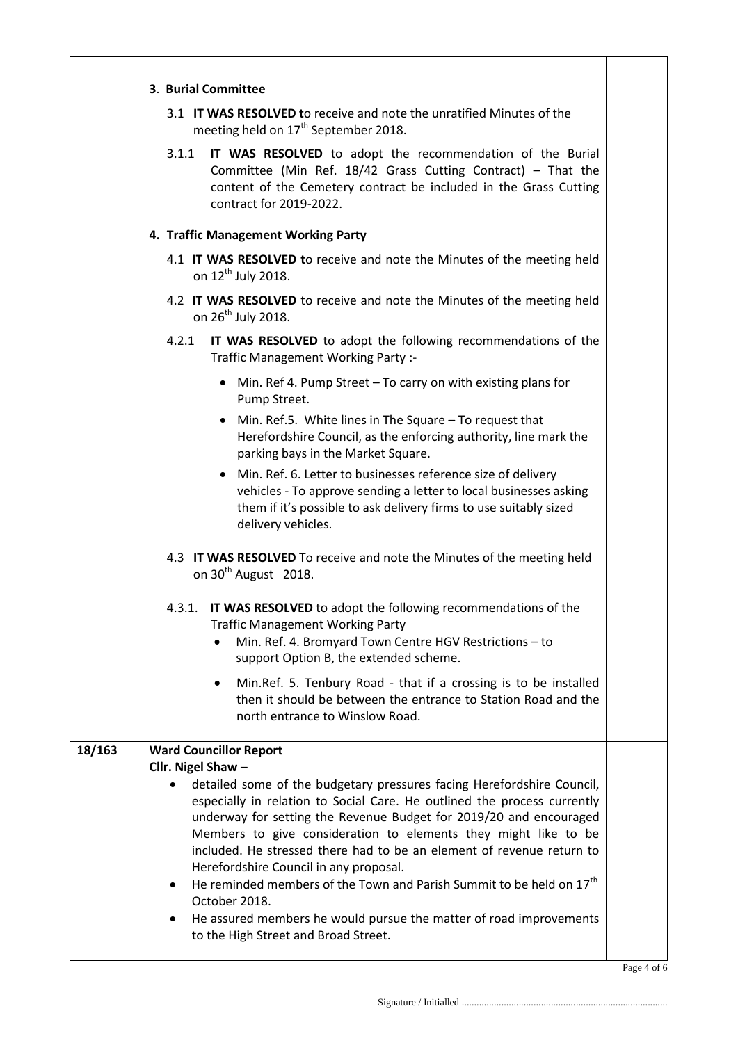| | | |
|---|---|---|
| | **3. Burial Committee**<br><br>3.1 **IT WAS RESOLVED t**o receive and note the unratified Minutes of the meeting held on 17th September 2018.<br><br>3.1.1 **IT WAS RESOLVED** to adopt the recommendation of the Burial Committee (Min Ref. 18/42 Grass Cutting Contract) – That the content of the Cemetery contract be included in the Grass Cutting contract for 2019-2022.<br><br>**4. Traffic Management Working Party**<br><br>4.1 **IT WAS RESOLVED t**o receive and note the Minutes of the meeting held on 12th July 2018.<br><br>4.2 **IT WAS RESOLVED** to receive and note the Minutes of the meeting held on 26th July 2018.<br><br>4.2.1 **IT WAS RESOLVED** to adopt the following recommendations of the Traffic Management Working Party :-<br><br>• Min. Ref 4. Pump Street – To carry on with existing plans for Pump Street.<br>• Min. Ref.5. White lines in The Square – To request that Herefordshire Council, as the enforcing authority, line mark the parking bays in the Market Square.<br>• Min. Ref. 6. Letter to businesses reference size of delivery vehicles - To approve sending a letter to local businesses asking them if it's possible to ask delivery firms to use suitably sized delivery vehicles.<br><br>4.3 **IT WAS RESOLVED** To receive and note the Minutes of the meeting held on 30th August 2018.<br><br>4.3.1. **IT WAS RESOLVED** to adopt the following recommendations of the Traffic Management Working Party<br><br>• Min. Ref. 4. Bromyard Town Centre HGV Restrictions – to support Option B, the extended scheme.<br>• Min.Ref. 5. Tenbury Road - that if a crossing is to be installed then it should be between the entrance to Station Road and the north entrance to Winslow Road. | |
| 18/163 | **Ward Councillor Report**<br>**Cllr. Nigel Shaw** –<br><br>• detailed some of the budgetary pressures facing Herefordshire Council, especially in relation to Social Care. He outlined the process currently underway for setting the Revenue Budget for 2019/20 and encouraged Members to give consideration to elements they might like to be included. He stressed there had to be an element of revenue return to Herefordshire Council in any proposal.<br>• He reminded members of the Town and Parish Summit to be held on 17th October 2018.<br>• He assured members he would pursue the matter of road improvements to the High Street and Broad Street. | |

Signature / Initialled ..................................................................................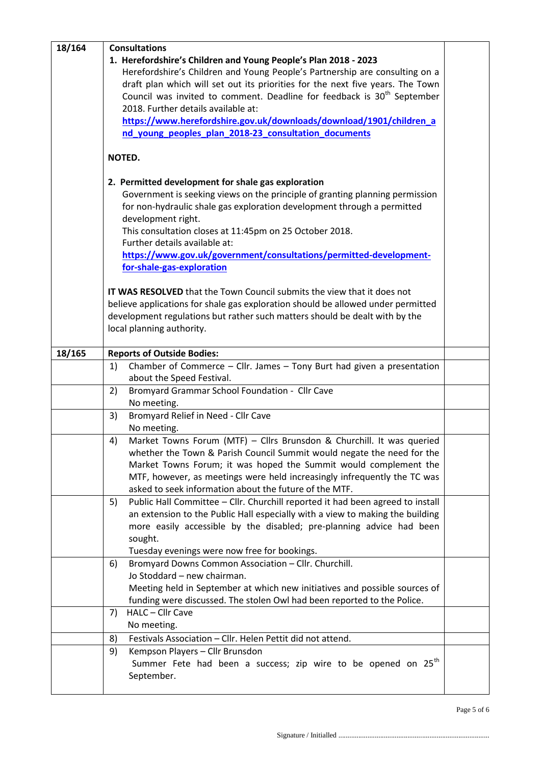| | | |
|---|---|---|
| 18/164 | **Consultations**<br>1. **Herefordshire's Children and Young People's Plan 2018 - 2023**<br>Herefordshire's Children and Young People's Partnership are consulting on a draft plan which will set out its priorities for the next five years. The Town Council was invited to comment. Deadline for feedback is 30th September 2018. Further details available at:<br>**https://www.herefordshire.gov.uk/downloads/download/1901/children_and_young_peoples_plan_2018-23_consultation_documents**<br><br>**NOTED.**<br><br>2. **Permitted development for shale gas exploration**<br>Government is seeking views on the principle of granting planning permission for non-hydraulic shale gas exploration development through a permitted development right.<br>This consultation closes at 11:45pm on 25 October 2018.<br>Further details available at:<br>**https://www.gov.uk/government/consultations/permitted-development-for-shale-gas-exploration**<br><br>**IT WAS RESOLVED** that the Town Council submits the view that it does not believe applications for shale gas exploration should be allowed under permitted development regulations but rather such matters should be dealt with by the local planning authority. | |
| 18/165 | **Reports of Outside Bodies:** | |
| | 1) Chamber of Commerce – Cllr. James – Tony Burt had given a presentation about the Speed Festival. | |
| | 2) Bromyard Grammar School Foundation - Cllr Cave<br>No meeting. | |
| | 3) Bromyard Relief in Need - Cllr Cave<br>No meeting. | |
| | 4) Market Towns Forum (MTF) – Cllrs Brunsdon & Churchill. It was queried whether the Town & Parish Council Summit would negate the need for the Market Towns Forum; it was hoped the Summit would complement the MTF, however, as meetings were held increasingly infrequently the TC was asked to seek information about the future of the MTF. | |
| | 5) Public Hall Committee – Cllr. Churchill reported it had been agreed to install an extension to the Public Hall especially with a view to making the building more easily accessible by the disabled; pre-planning advice had been sought.<br>Tuesday evenings were now free for bookings. | |
| | 6) Bromyard Downs Common Association – Cllr. Churchill.<br>Jo Stoddard – new chairman.<br>Meeting held in September at which new initiatives and possible sources of funding were discussed. The stolen Owl had been reported to the Police. | |
| | 7) HALC – Cllr Cave<br>No meeting. | |
| | 8) Festivals Association – Cllr. Helen Pettit did not attend. | |
| | 9) Kempson Players – Cllr Brunsdon<br>Summer Fete had been a success; zip wire to be opened on 25th September. | |

Signature / Initialled ..................................................................................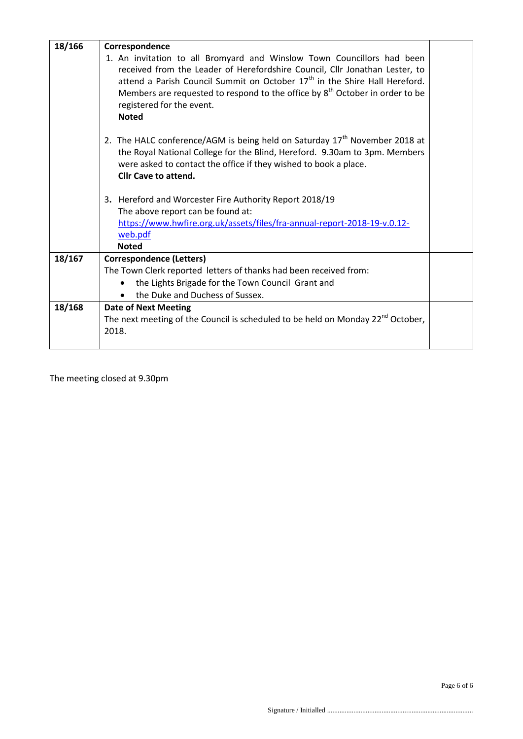| | | |
|---|---|---|
| 18/166 | **Correspondence**<br>1. An invitation to all Bromyard and Winslow Town Councillors had been received from the Leader of Herefordshire Council, Cllr Jonathan Lester, to attend a Parish Council Summit on October 17th in the Shire Hall Hereford. Members are requested to respond to the office by 8th October in order to be registered for the event.<br>**Noted**<br><br>2. The HALC conference/AGM is being held on Saturday 17th November 2018 at the Royal National College for the Blind, Hereford. 9.30am to 3pm. Members were asked to contact the office if they wished to book a place.<br>**Cllr Cave to attend.**<br><br>3. Hereford and Worcester Fire Authority Report 2018/19<br>The above report can be found at:<br>https://www.hwfire.org.uk/assets/files/fra-annual-report-2018-19-v.0.12-web.pdf<br>**Noted** | |
| 18/167 | **Correspondence (Letters)**<br>The Town Clerk reported letters of thanks had been received from:<br>• the Lights Brigade for the Town Council Grant and<br>• the Duke and Duchess of Sussex. | |
| 18/168 | **Date of Next Meeting**<br>The next meeting of the Council is scheduled to be held on Monday 22nd October, 2018. | |

The meeting closed at 9.30pm

Signature / Initialled ..................................................................................